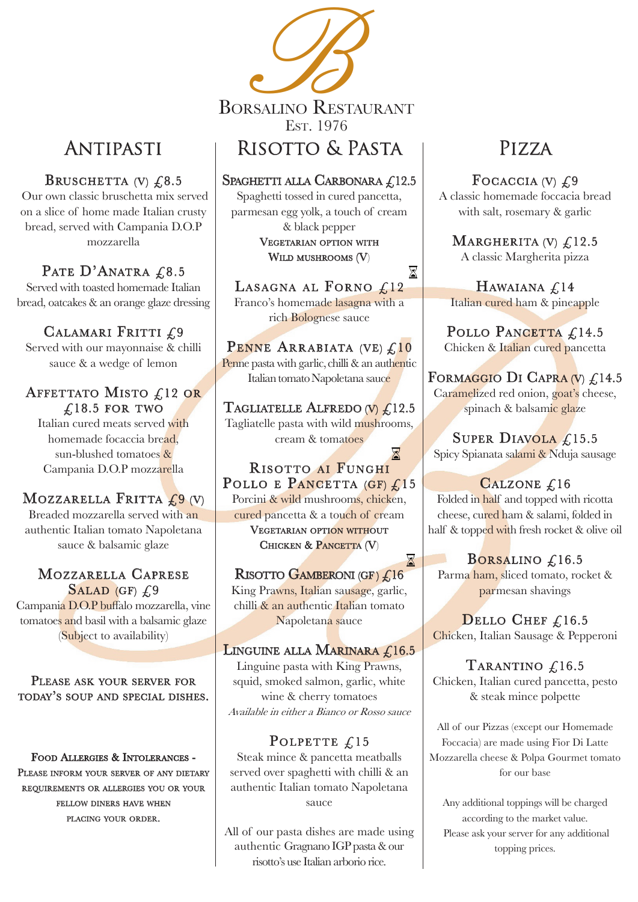# Borsalino Restaurant

Est. 1976

## Antipasti

### Bruschetta (V) £8.5

Our own classic bruschetta mix served on a slice of home made Italian crusty bread, served with Campania D.O.P mozzarella

### Pate D'Anatra £8.5

Served with toasted homemade Italian bread, oatcakes & an orange glaze dressing

### Calamari Fritti £9

Served with our mayonnaise & chilli sauce & a wedge of lemon

### Affettato Misto £12 or £18.5 for two

Italian cured meats served with homemade focacia bread, sun-blushed tomatoes & Campania D.O.P mozzarella

### Mozzarella Fritta £9 (V)

Breaded mozzarella served with an authentic Italian tomato Napoletana sauce & balsamic glaze

### Mozzarella Caprese Salad (GF) £9

Campania D.O.P buffalo mozzarella, vine tomatoes and basil with a balsamic glaze (Subject to availability)

Please ask your server for today's soup and special dishes.

**Food Allergies & Intolerances -** Please inform your server of any dietary requirements or allergies you or your fellow diners have when placing your order.

## Risotto & Pasta

### Spaghetti alla Carbonara £12.5

Spaghetti tossed in cured pancetta, parmesan egg yolk, a touch of cream & black pepper

Vegetarian option with Wild mushrooms (V)

⌛

### Lasagna al Forno £12

Franco's homemade lasagna with a rich Bolognese sauce

### Penne Arrabiata (VE) £10

Penne pasta with garlic, chilli & an authentic Italian tomato Napoletana sauce

### Tagliatelle Alfredo (V) £12.5

Tagliatelle pasta with wild mushrooms, cream & tomatoes

⌛

### Risotto ai Funghi Pollo e Pancetta (GF) £15

Porcini & wild mushrooms, chicken, cured pancetta & a touch of cream

Vegetarian option without Chicken & Pancetta (V)

⌛

### Risotto Gamberoni (GF) £16

King Prawns, Italian sausage, garlic, chilli & an authentic Italian tomato Napoletana sauce

### Linguine alla Marinara £16.5

Linguine pasta with King Prawns, squid, smoked salmon, garlic, white wine & cherry tomatoes

*Available in either a Bianco or Rosso sauce*

### Polpette £15

Steak mince & pancetta meatballs served over spaghetti with chilli & an authentic Italian tomato Napoletana sauce

All of our pasta dishes are made using authentic Gragnano IGP pasta & our risotto's use Italian arborio rice.

## Pizza

### Focaccia (V) £9

A classic homemade foccacia bread with salt, rosemary & garlic

### Margherita (V) £12.5

A classic Margherita pizza

### Hawaiana £14

Italian cured ham & pineapple

### Pollo Pancetta £14.5

Chicken & Italian cured pancetta

### Formaggio Di Capra (V) £14.5

Caramelized red onion, goat's cheese, spinach & balsamic glaze

### Super Diavola £15.5

Spicy Spianata salami & Nduja sausage

### Calzone £16

Folded in half and topped with ricotta cheese, cured ham & salami, folded in half & topped with fresh rocket & olive oil

### Borsalino £16.5

Parma ham, sliced tomato, rocket & parmesan shavings

### Dello Chef £16.5

Chicken, Italian Sausage & Pepperoni

### Tarantino £16.5

Chicken, Italian cured pancetta, pesto & steak mince polpette

All of our Pizzas (except our Homemade Foccacia) are made using Fior Di Latte Mozzarella cheese & Polpa Gourmet tomato for our base

Any additional toppings will be charged according to the market value. Please ask your server for any additional topping prices.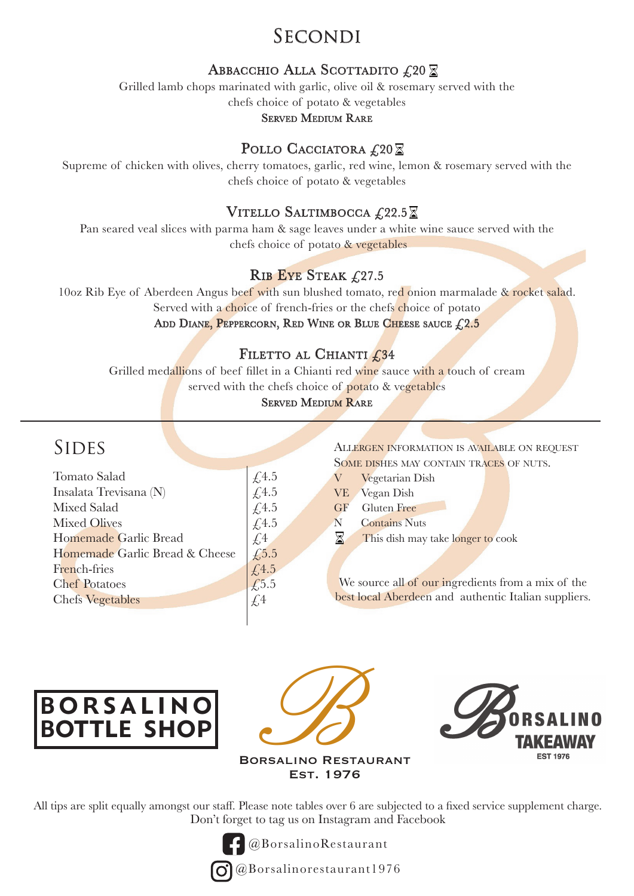# Secondi

### Abbacchio Alla Scottadito £20 ⌛

Grilled lamb chops marinated with garlic, olive oil & rosemary served with the chefs choice of potato & vegetables

Served Medium Rare

### Pollo Cacciatora £20 ⌛

Supreme of chicken with olives, cherry tomatoes, garlic, red wine, lemon & rosemary served with the chefs choice of potato & vegetables

### Vitello Saltimbocca £22.5 ⌛

Pan seared veal slices with parma ham & sage leaves under a white wine sauce served with the chefs choice of potato & vegetables

### Rib Eye Steak £27.5

10oz Rib Eye of Aberdeen Angus beef with sun blushed tomato, red onion marmalade & rocket salad. Served with a choice of french-fries or the chefs choice of potato

Add Diane, Peppercorn, Red Wine or Blue Cheese sauce £2.5

### Filetto al Chianti £34

Grilled medallions of beef fillet in a Chianti red wine sauce with a touch of cream served with the chefs choice of potato & vegetables

Served Medium Rare

---

# Sides

| | |
|---|---|
| Tomato Salad | £4.5 |
| Insalata Trevisana (N) | £4.5 |
| Mixed Salad | £4.5 |
| Mixed Olives | £4.5 |
| Homemade Garlic Bread | £4 |
| Homemade Garlic Bread & Cheese | £5.5 |
| French-fries | £4.5 |
| Chef Potatoes | £5.5 |
| Chefs Vegetables | £4 |

Allergen information is available on request
Some dishes may contain traces of nuts.

- V Vegetarian Dish
- VE Vegan Dish
- GF Gluten Free
- N Contains Nuts
- ⌛ This dish may take longer to cook

We source all of our ingredients from a mix of the best local Aberdeen and authentic Italian suppliers.

BORSALINO BOTTLE SHOP

Borsalino Restaurant
Est. 1976

BORSALINO TAKEAWAY
EST 1976

All tips are split equally amongst our staff. Please note tables over 6 are subjected to a fixed service supplement charge.
Don't forget to tag us on Instagram and Facebook

@BorsalinoRestaurant

@Borsalinorestaurant1976